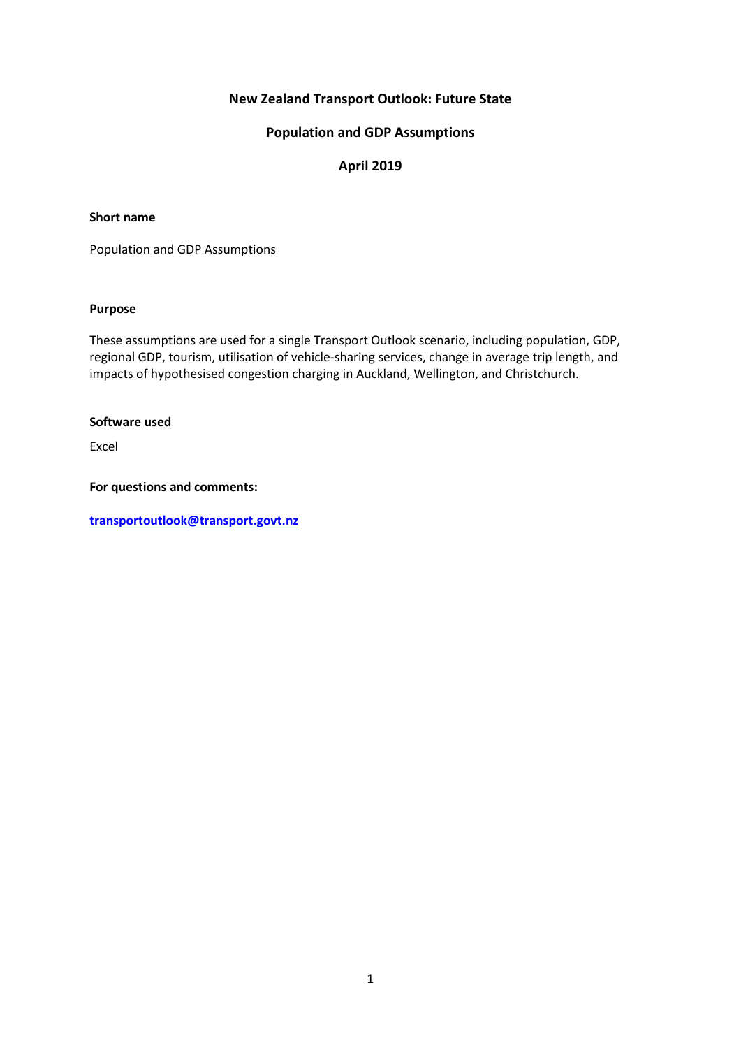# New Zealand Transport Outlook: Future State

## Population and GDP Assumptions

## April 2019

**Short name**

Population and GDP Assumptions

**Purpose**

These assumptions are used for a single Transport Outlook scenario, including population, GDP, regional GDP, tourism, utilisation of vehicle-sharing services, change in average trip length, and impacts of hypothesised congestion charging in Auckland, Wellington, and Christchurch.

**Software used**

Excel

**For questions and comments:**

**[transportoutlook@transport.govt.nz](mailto:transportoutlook@transport.govt.nz)**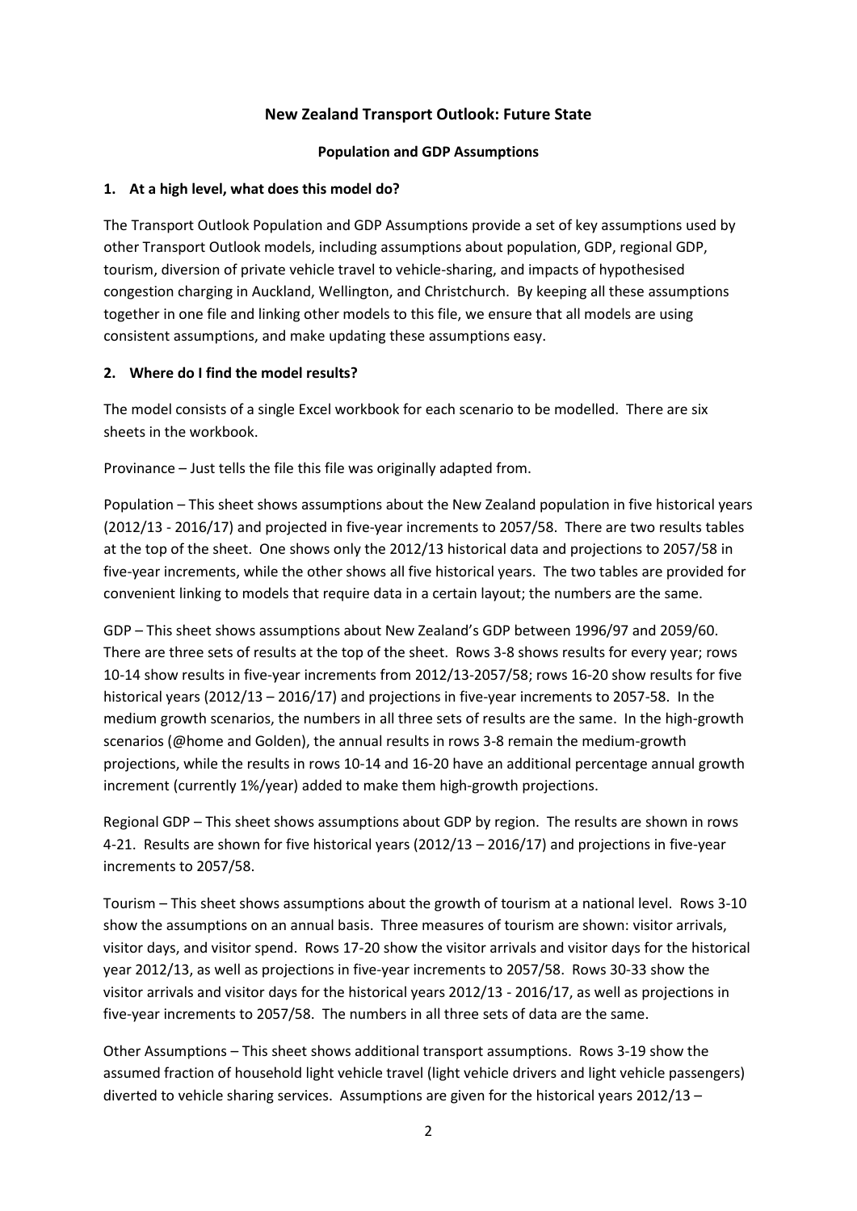## New Zealand Transport Outlook: Future State

### Population and GDP Assumptions

### 1. At a high level, what does this model do?

The Transport Outlook Population and GDP Assumptions provide a set of key assumptions used by other Transport Outlook models, including assumptions about population, GDP, regional GDP, tourism, diversion of private vehicle travel to vehicle-sharing, and impacts of hypothesised congestion charging in Auckland, Wellington, and Christchurch. By keeping all these assumptions together in one file and linking other models to this file, we ensure that all models are using consistent assumptions, and make updating these assumptions easy.

### 2. Where do I find the model results?

The model consists of a single Excel workbook for each scenario to be modelled. There are six sheets in the workbook.

Provinance – Just tells the file this file was originally adapted from.

Population – This sheet shows assumptions about the New Zealand population in five historical years (2012/13 - 2016/17) and projected in five-year increments to 2057/58. There are two results tables at the top of the sheet. One shows only the 2012/13 historical data and projections to 2057/58 in five-year increments, while the other shows all five historical years. The two tables are provided for convenient linking to models that require data in a certain layout; the numbers are the same.

GDP – This sheet shows assumptions about New Zealand's GDP between 1996/97 and 2059/60. There are three sets of results at the top of the sheet. Rows 3-8 shows results for every year; rows 10-14 show results in five-year increments from 2012/13-2057/58; rows 16-20 show results for five historical years (2012/13 – 2016/17) and projections in five-year increments to 2057-58. In the medium growth scenarios, the numbers in all three sets of results are the same. In the high-growth scenarios (@home and Golden), the annual results in rows 3-8 remain the medium-growth projections, while the results in rows 10-14 and 16-20 have an additional percentage annual growth increment (currently 1%/year) added to make them high-growth projections.

Regional GDP – This sheet shows assumptions about GDP by region. The results are shown in rows 4-21. Results are shown for five historical years (2012/13 – 2016/17) and projections in five-year increments to 2057/58.

Tourism – This sheet shows assumptions about the growth of tourism at a national level. Rows 3-10 show the assumptions on an annual basis. Three measures of tourism are shown: visitor arrivals, visitor days, and visitor spend. Rows 17-20 show the visitor arrivals and visitor days for the historical year 2012/13, as well as projections in five-year increments to 2057/58. Rows 30-33 show the visitor arrivals and visitor days for the historical years 2012/13 - 2016/17, as well as projections in five-year increments to 2057/58. The numbers in all three sets of data are the same.

Other Assumptions – This sheet shows additional transport assumptions. Rows 3-19 show the assumed fraction of household light vehicle travel (light vehicle drivers and light vehicle passengers) diverted to vehicle sharing services. Assumptions are given for the historical years 2012/13 –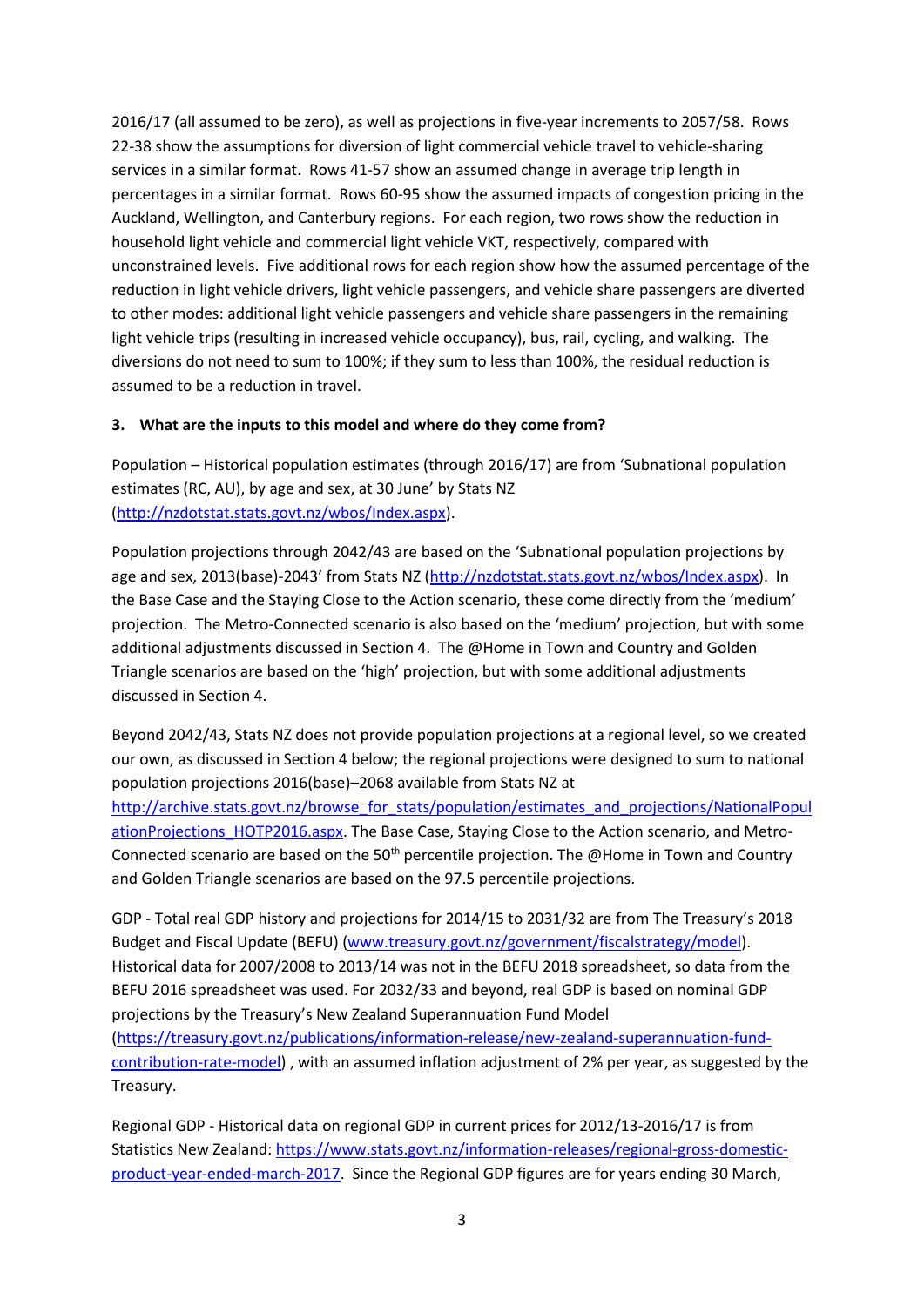2016/17 (all assumed to be zero), as well as projections in five-year increments to 2057/58. Rows 22-38 show the assumptions for diversion of light commercial vehicle travel to vehicle-sharing services in a similar format. Rows 41-57 show an assumed change in average trip length in percentages in a similar format. Rows 60-95 show the assumed impacts of congestion pricing in the Auckland, Wellington, and Canterbury regions. For each region, two rows show the reduction in household light vehicle and commercial light vehicle VKT, respectively, compared with unconstrained levels. Five additional rows for each region show how the assumed percentage of the reduction in light vehicle drivers, light vehicle passengers, and vehicle share passengers are diverted to other modes: additional light vehicle passengers and vehicle share passengers in the remaining light vehicle trips (resulting in increased vehicle occupancy), bus, rail, cycling, and walking. The diversions do not need to sum to 100%; if they sum to less than 100%, the residual reduction is assumed to be a reduction in travel.

**3. What are the inputs to this model and where do they come from?**

Population – Historical population estimates (through 2016/17) are from 'Subnational population estimates (RC, AU), by age and sex, at 30 June' by Stats NZ (http://nzdotstat.stats.govt.nz/wbos/Index.aspx).

Population projections through 2042/43 are based on the 'Subnational population projections by age and sex, 2013(base)-2043' from Stats NZ (http://nzdotstat.stats.govt.nz/wbos/Index.aspx). In the Base Case and the Staying Close to the Action scenario, these come directly from the 'medium' projection. The Metro-Connected scenario is also based on the 'medium' projection, but with some additional adjustments discussed in Section 4. The @Home in Town and Country and Golden Triangle scenarios are based on the 'high' projection, but with some additional adjustments discussed in Section 4.

Beyond 2042/43, Stats NZ does not provide population projections at a regional level, so we created our own, as discussed in Section 4 below; the regional projections were designed to sum to national population projections 2016(base)–2068 available from Stats NZ at http://archive.stats.govt.nz/browse_for_stats/population/estimates_and_projections/NationalPopulationProjections_HOTP2016.aspx. The Base Case, Staying Close to the Action scenario, and Metro-Connected scenario are based on the 50th percentile projection. The @Home in Town and Country and Golden Triangle scenarios are based on the 97.5 percentile projections.

GDP - Total real GDP history and projections for 2014/15 to 2031/32 are from The Treasury's 2018 Budget and Fiscal Update (BEFU) (www.treasury.govt.nz/government/fiscalstrategy/model). Historical data for 2007/2008 to 2013/14 was not in the BEFU 2018 spreadsheet, so data from the BEFU 2016 spreadsheet was used. For 2032/33 and beyond, real GDP is based on nominal GDP projections by the Treasury's New Zealand Superannuation Fund Model (https://treasury.govt.nz/publications/information-release/new-zealand-superannuation-fund-contribution-rate-model) , with an assumed inflation adjustment of 2% per year, as suggested by the Treasury.

Regional GDP - Historical data on regional GDP in current prices for 2012/13-2016/17 is from Statistics New Zealand: https://www.stats.govt.nz/information-releases/regional-gross-domestic-product-year-ended-march-2017. Since the Regional GDP figures are for years ending 30 March,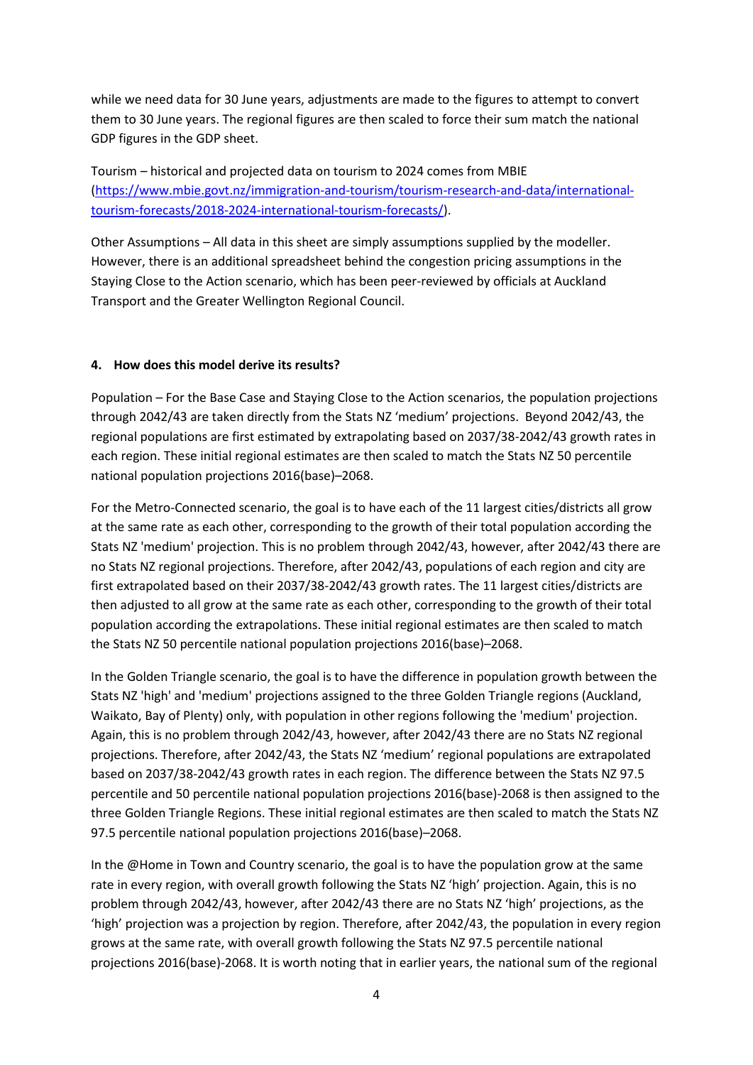while we need data for 30 June years, adjustments are made to the figures to attempt to convert them to 30 June years. The regional figures are then scaled to force their sum match the national GDP figures in the GDP sheet.

Tourism – historical and projected data on tourism to 2024 comes from MBIE (https://www.mbie.govt.nz/immigration-and-tourism/tourism-research-and-data/international-tourism-forecasts/2018-2024-international-tourism-forecasts/).

Other Assumptions – All data in this sheet are simply assumptions supplied by the modeller. However, there is an additional spreadsheet behind the congestion pricing assumptions in the Staying Close to the Action scenario, which has been peer-reviewed by officials at Auckland Transport and the Greater Wellington Regional Council.

## 4. How does this model derive its results?

Population – For the Base Case and Staying Close to the Action scenarios, the population projections through 2042/43 are taken directly from the Stats NZ 'medium' projections. Beyond 2042/43, the regional populations are first estimated by extrapolating based on 2037/38-2042/43 growth rates in each region. These initial regional estimates are then scaled to match the Stats NZ 50 percentile national population projections 2016(base)–2068.

For the Metro-Connected scenario, the goal is to have each of the 11 largest cities/districts all grow at the same rate as each other, corresponding to the growth of their total population according the Stats NZ 'medium' projection. This is no problem through 2042/43, however, after 2042/43 there are no Stats NZ regional projections. Therefore, after 2042/43, populations of each region and city are first extrapolated based on their 2037/38-2042/43 growth rates. The 11 largest cities/districts are then adjusted to all grow at the same rate as each other, corresponding to the growth of their total population according the extrapolations. These initial regional estimates are then scaled to match the Stats NZ 50 percentile national population projections 2016(base)–2068.

In the Golden Triangle scenario, the goal is to have the difference in population growth between the Stats NZ 'high' and 'medium' projections assigned to the three Golden Triangle regions (Auckland, Waikato, Bay of Plenty) only, with population in other regions following the 'medium' projection. Again, this is no problem through 2042/43, however, after 2042/43 there are no Stats NZ regional projections. Therefore, after 2042/43, the Stats NZ 'medium' regional populations are extrapolated based on 2037/38-2042/43 growth rates in each region. The difference between the Stats NZ 97.5 percentile and 50 percentile national population projections 2016(base)-2068 is then assigned to the three Golden Triangle Regions. These initial regional estimates are then scaled to match the Stats NZ 97.5 percentile national population projections 2016(base)–2068.

In the @Home in Town and Country scenario, the goal is to have the population grow at the same rate in every region, with overall growth following the Stats NZ 'high' projection. Again, this is no problem through 2042/43, however, after 2042/43 there are no Stats NZ 'high' projections, as the 'high' projection was a projection by region. Therefore, after 2042/43, the population in every region grows at the same rate, with overall growth following the Stats NZ 97.5 percentile national projections 2016(base)-2068. It is worth noting that in earlier years, the national sum of the regional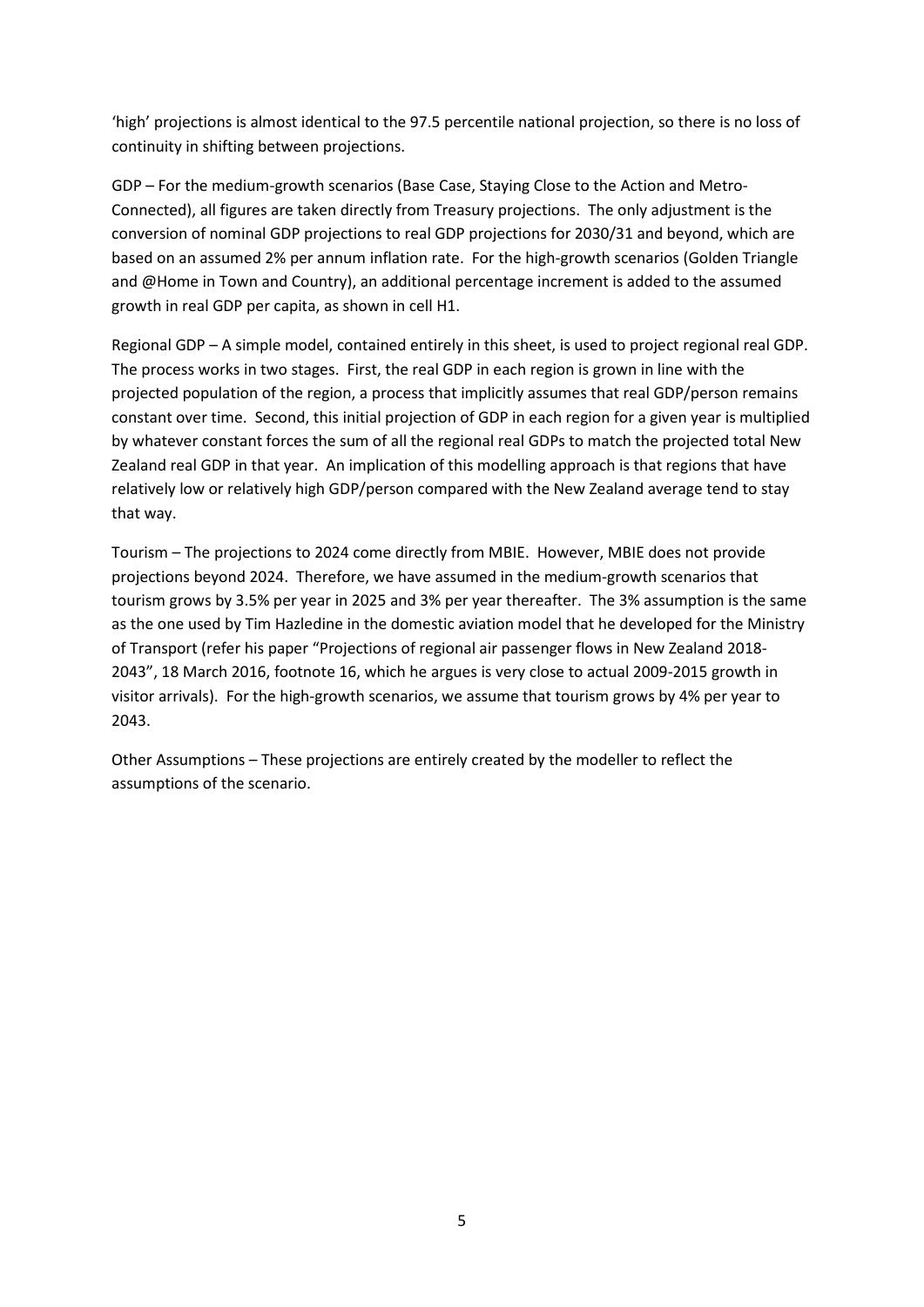'high' projections is almost identical to the 97.5 percentile national projection, so there is no loss of continuity in shifting between projections.

GDP – For the medium-growth scenarios (Base Case, Staying Close to the Action and Metro-Connected), all figures are taken directly from Treasury projections. The only adjustment is the conversion of nominal GDP projections to real GDP projections for 2030/31 and beyond, which are based on an assumed 2% per annum inflation rate. For the high-growth scenarios (Golden Triangle and @Home in Town and Country), an additional percentage increment is added to the assumed growth in real GDP per capita, as shown in cell H1.

Regional GDP – A simple model, contained entirely in this sheet, is used to project regional real GDP. The process works in two stages. First, the real GDP in each region is grown in line with the projected population of the region, a process that implicitly assumes that real GDP/person remains constant over time. Second, this initial projection of GDP in each region for a given year is multiplied by whatever constant forces the sum of all the regional real GDPs to match the projected total New Zealand real GDP in that year. An implication of this modelling approach is that regions that have relatively low or relatively high GDP/person compared with the New Zealand average tend to stay that way.

Tourism – The projections to 2024 come directly from MBIE. However, MBIE does not provide projections beyond 2024. Therefore, we have assumed in the medium-growth scenarios that tourism grows by 3.5% per year in 2025 and 3% per year thereafter. The 3% assumption is the same as the one used by Tim Hazledine in the domestic aviation model that he developed for the Ministry of Transport (refer his paper "Projections of regional air passenger flows in New Zealand 2018-2043", 18 March 2016, footnote 16, which he argues is very close to actual 2009-2015 growth in visitor arrivals). For the high-growth scenarios, we assume that tourism grows by 4% per year to 2043.

Other Assumptions – These projections are entirely created by the modeller to reflect the assumptions of the scenario.